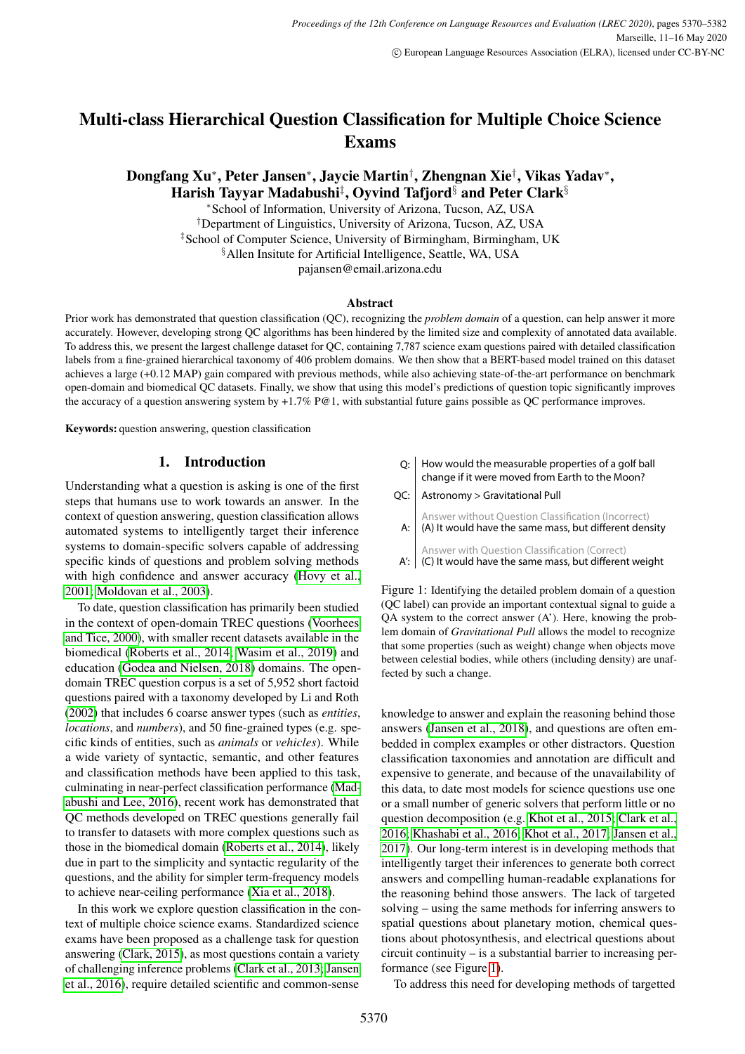# Multi-class Hierarchical Question Classification for Multiple Choice Science Exams

**Dongfang Xu[*], Peter Jansen[*], Jaycie Martin[†], Zhengnan Xie[†], Vikas Yadav[*], Harish Tayyar Madabushi[‡], Oyvind Tafjord[§] and Peter Clark[§]**

[*]School of Information, University of Arizona, Tucson, AZ, USA
[†]Department of Linguistics, University of Arizona, Tucson, AZ, USA
[‡]School of Computer Science, University of Birmingham, Birmingham, UK
[§]Allen Insitute for Artificial Intelligence, Seattle, WA, USA
pajansen@email.arizona.edu

## Abstract

Prior work has demonstrated that question classification (QC), recognizing the *problem domain* of a question, can help answer it more accurately. However, developing strong QC algorithms has been hindered by the limited size and complexity of annotated data available. To address this, we present the largest challenge dataset for QC, containing 7,787 science exam questions paired with detailed classification labels from a fine-grained hierarchical taxonomy of 406 problem domains. We then show that a BERT-based model trained on this dataset achieves a large (+0.12 MAP) gain compared with previous methods, while also achieving state-of-the-art performance on benchmark open-domain and biomedical QC datasets. Finally, we show that using this model's predictions of question topic significantly improves the accuracy of a question answering system by +1.7% P@1, with substantial future gains possible as QC performance improves.

**Keywords:** question answering, question classification

## 1. Introduction

Understanding what a question is asking is one of the first steps that humans use to work towards an answer. In the context of question answering, question classification allows automated systems to intelligently target their inference systems to domain-specific solvers capable of addressing specific kinds of questions and problem solving methods with high confidence and answer accuracy (Hovy et al., 2001; Moldovan et al., 2003).

To date, question classification has primarily been studied in the context of open-domain TREC questions (Voorhees and Tice, 2000), with smaller recent datasets available in the biomedical (Roberts et al., 2014; Wasim et al., 2019) and education (Godea and Nielsen, 2018) domains. The open-domain TREC question corpus is a set of 5,952 short factoid questions paired with a taxonomy developed by Li and Roth (2002) that includes 6 coarse answer types (such as *entities*, *locations*, and *numbers*), and 50 fine-grained types (e.g. specific kinds of entities, such as *animals* or *vehicles*). While a wide variety of syntactic, semantic, and other features and classification methods have been applied to this task, culminating in near-perfect classification performance (Madabushi and Lee, 2016), recent work has demonstrated that QC methods developed on TREC questions generally fail to transfer to datasets with more complex questions such as those in the biomedical domain (Roberts et al., 2014), likely due in part to the simplicity and syntactic regularity of the questions, and the ability for simpler term-frequency models to achieve near-ceiling performance (Xia et al., 2018).

In this work we explore question classification in the context of multiple choice science exams. Standardized science exams have been proposed as a challenge task for question answering (Clark, 2015), as most questions contain a variety of challenging inference problems (Clark et al., 2013; Jansen et al., 2016), require detailed scientific and common-sense knowledge to answer and explain the reasoning behind those answers (Jansen et al., 2018), and questions are often embedded in complex examples or other distractors. Question classification taxonomies and annotation are difficult and expensive to generate, and because of the unavailability of this data, to date most models for science questions use one or a small number of generic solvers that perform little or no question decomposition (e.g. Khot et al., 2015; Clark et al., 2016; Khashabi et al., 2016; Khot et al., 2017; Jansen et al., 2017). Our long-term interest is in developing methods that intelligently target their inferences to generate both correct answers and compelling human-readable explanations for the reasoning behind those answers. The lack of targeted solving – using the same methods for inferring answers to spatial questions about planetary motion, chemical questions about photosynthesis, and electrical questions about circuit continuity – is a substantial barrier to increasing performance (see Figure 1).

Q: How would the measurable properties of a golf ball change if it were moved from Earth to the Moon?
QC: Astronomy > Gravitational Pull
Answer without Question Classification (Incorrect)
A: (A) It would have the same mass, but different density
Answer with Question Classification (Correct)
A': (C) It would have the same mass, but different weight

Figure 1: Identifying the detailed problem domain of a question (QC label) can provide an important contextual signal to guide a QA system to the correct answer (A'). Here, knowing the problem domain of *Gravitational Pull* allows the model to recognize that some properties (such as weight) change when objects move between celestial bodies, while others (including density) are unaffected by such a change.

To address this need for developing methods of targetted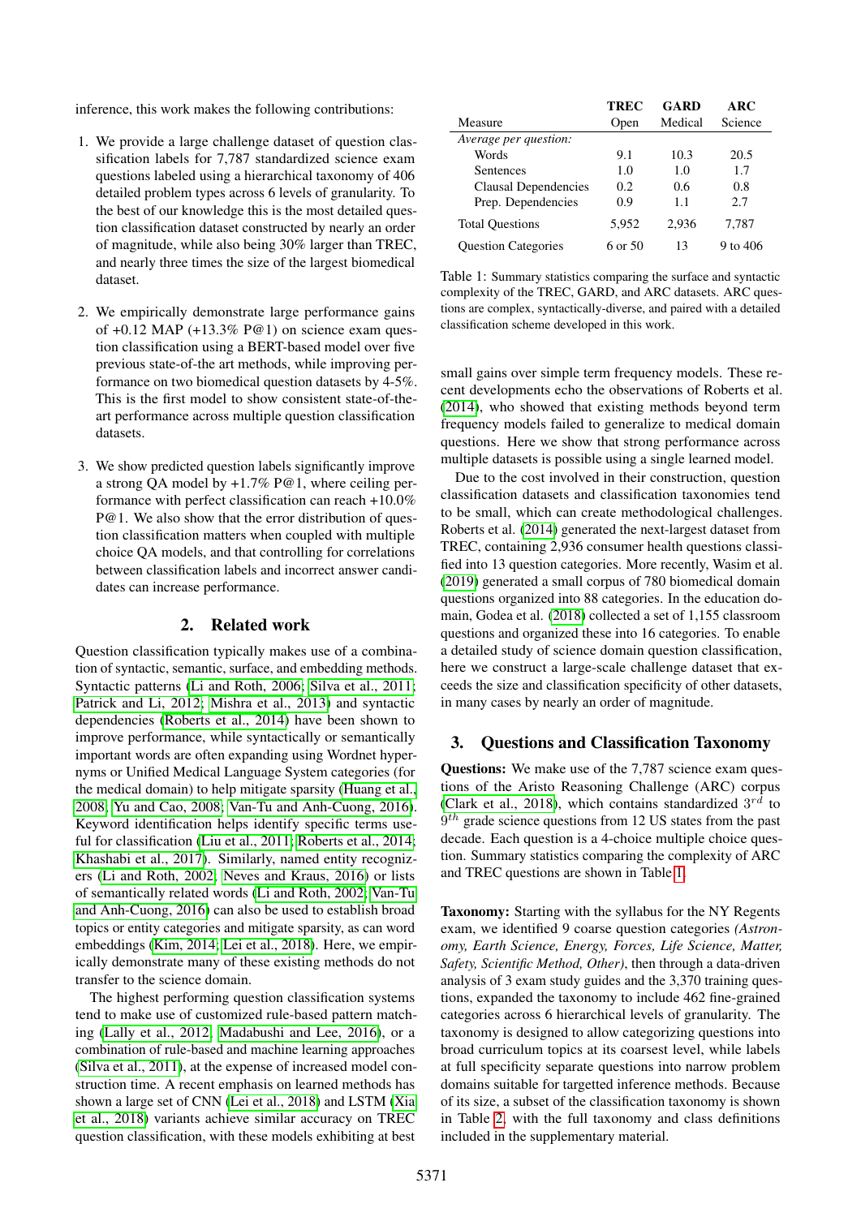inference, this work makes the following contributions:

1. We provide a large challenge dataset of question classification labels for 7,787 standardized science exam questions labeled using a hierarchical taxonomy of 406 detailed problem types across 6 levels of granularity. To the best of our knowledge this is the most detailed question classification dataset constructed by nearly an order of magnitude, while also being 30% larger than TREC, and nearly three times the size of the largest biomedical dataset.

2. We empirically demonstrate large performance gains of +0.12 MAP (+13.3% P@1) on science exam question classification using a BERT-based model over five previous state-of-the art methods, while improving performance on two biomedical question datasets by 4-5%. This is the first model to show consistent state-of-the-art performance across multiple question classification datasets.

3. We show predicted question labels significantly improve a strong QA model by +1.7% P@1, where ceiling performance with perfect classification can reach +10.0% P@1. We also show that the error distribution of question classification matters when coupled with multiple choice QA models, and that controlling for correlations between classification labels and incorrect answer candidates can increase performance.

## 2. Related work

Question classification typically makes use of a combination of syntactic, semantic, surface, and embedding methods. Syntactic patterns (Li and Roth, 2006; Silva et al., 2011; Patrick and Li, 2012; Mishra et al., 2013) and syntactic dependencies (Roberts et al., 2014) have been shown to improve performance, while syntactically or semantically important words are often expanding using Wordnet hypernyms or Unified Medical Language System categories (for the medical domain) to help mitigate sparsity (Huang et al., 2008; Yu and Cao, 2008; Van-Tu and Anh-Cuong, 2016). Keyword identification helps identify specific terms useful for classification (Liu et al., 2011; Roberts et al., 2014; Khashabi et al., 2017). Similarly, named entity recognizers (Li and Roth, 2002; Neves and Kraus, 2016) or lists of semantically related words (Li and Roth, 2002; Van-Tu and Anh-Cuong, 2016) can also be used to establish broad topics or entity categories and mitigate sparsity, as can word embeddings (Kim, 2014; Lei et al., 2018). Here, we empirically demonstrate many of these existing methods do not transfer to the science domain.

The highest performing question classification systems tend to make use of customized rule-based pattern matching (Lally et al., 2012; Madabushi and Lee, 2016), or a combination of rule-based and machine learning approaches (Silva et al., 2011), at the expense of increased model construction time. A recent emphasis on learned methods has shown a large set of CNN (Lei et al., 2018) and LSTM (Xia et al., 2018) variants achieve similar accuracy on TREC question classification, with these models exhibiting at best small gains over simple term frequency models. These recent developments echo the observations of Roberts et al. (2014), who showed that existing methods beyond term frequency models failed to generalize to medical domain questions. Here we show that strong performance across multiple datasets is possible using a single learned model.

| Measure | TREC Open | GARD Medical | ARC Science |
|---|---|---|---|
| *Average per question:* | | | |
| Words | 9.1 | 10.3 | 20.5 |
| Sentences | 1.0 | 1.0 | 1.7 |
| Clausal Dependencies | 0.2 | 0.6 | 0.8 |
| Prep. Dependencies | 0.9 | 1.1 | 2.7 |
| Total Questions | 5,952 | 2,936 | 7,787 |
| Question Categories | 6 or 50 | 13 | 9 to 406 |

Table 1: Summary statistics comparing the surface and syntactic complexity of the TREC, GARD, and ARC datasets. ARC questions are complex, syntactically-diverse, and paired with a detailed classification scheme developed in this work.

Due to the cost involved in their construction, question classification datasets and classification taxonomies tend to be small, which can create methodological challenges. Roberts et al. (2014) generated the next-largest dataset from TREC, containing 2,936 consumer health questions classified into 13 question categories. More recently, Wasim et al. (2019) generated a small corpus of 780 biomedical domain questions organized into 88 categories. In the education domain, Godea et al. (2018) collected a set of 1,155 classroom questions and organized these into 16 categories. To enable a detailed study of science domain question classification, here we construct a large-scale challenge dataset that exceeds the size and classification specificity of other datasets, in many cases by nearly an order of magnitude.

## 3. Questions and Classification Taxonomy

**Questions:** We make use of the 7,787 science exam questions of the Aristo Reasoning Challenge (ARC) corpus (Clark et al., 2018), which contains standardized $3^{rd}$ to $9^{th}$ grade science questions from 12 US states from the past decade. Each question is a 4-choice multiple choice question. Summary statistics comparing the complexity of ARC and TREC questions are shown in Table 1.

**Taxonomy:** Starting with the syllabus for the NY Regents exam, we identified 9 coarse question categories *(Astronomy, Earth Science, Energy, Forces, Life Science, Matter, Safety, Scientific Method, Other)*, then through a data-driven analysis of 3 exam study guides and the 3,370 training questions, expanded the taxonomy to include 462 fine-grained categories across 6 hierarchical levels of granularity. The taxonomy is designed to allow categorizing questions into broad curriculum topics at its coarsest level, while labels at full specificity separate questions into narrow problem domains suitable for targetted inference methods. Because of its size, a subset of the classification taxonomy is shown in Table 2, with the full taxonomy and class definitions included in the supplementary material.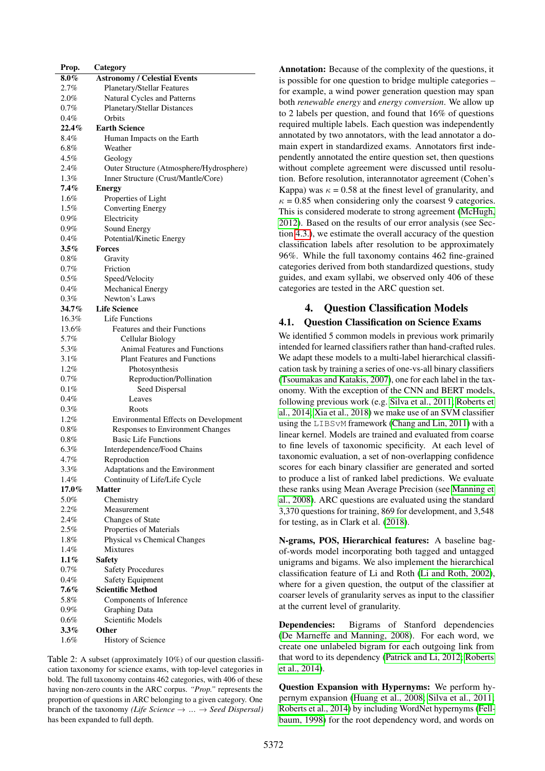| Prop. | Category |
|---|---|
| **8.0%** | **Astronomy / Celestial Events** |
| 2.7% | Planetary/Stellar Features |
| 2.0% | Natural Cycles and Patterns |
| 0.7% | Planetary/Stellar Distances |
| 0.4% | Orbits |
| **22.4%** | **Earth Science** |
| 8.4% | Human Impacts on the Earth |
| 6.8% | Weather |
| 4.5% | Geology |
| 2.4% | Outer Structure (Atmosphere/Hydrosphere) |
| 1.3% | Inner Structure (Crust/Mantle/Core) |
| **7.4%** | **Energy** |
| 1.6% | Properties of Light |
| 1.5% | Converting Energy |
| 0.9% | Electricity |
| 0.9% | Sound Energy |
| 0.4% | Potential/Kinetic Energy |
| **3.5%** | **Forces** |
| 0.8% | Gravity |
| 0.7% | Friction |
| 0.5% | Speed/Velocity |
| 0.4% | Mechanical Energy |
| 0.3% | Newton's Laws |
| **34.7%** | **Life Science** |
| 16.3% | Life Functions |
| 13.6% | Features and their Functions |
| 5.7% | Cellular Biology |
| 5.3% | Animal Features and Functions |
| 3.1% | Plant Features and Functions |
| 1.2% | Photosynthesis |
| 0.7% | Reproduction/Pollination |
| 0.1% | Seed Dispersal |
| 0.4% | Leaves |
| 0.3% | Roots |
| 1.2% | Environmental Effects on Development |
| 0.8% | Responses to Environment Changes |
| 0.8% | Basic Life Functions |
| 6.3% | Interdependence/Food Chains |
| 4.7% | Reproduction |
| 3.3% | Adaptations and the Environment |
| 1.4% | Continuity of Life/Life Cycle |
| **17.0%** | **Matter** |
| 5.0% | Chemistry |
| 2.2% | Measurement |
| 2.4% | Changes of State |
| 2.5% | Properties of Materials |
| 1.8% | Physical vs Chemical Changes |
| 1.4% | Mixtures |
| **1.1%** | **Safety** |
| 0.7% | Safety Procedures |
| 0.4% | Safety Equipment |
| **7.6%** | **Scientific Method** |
| 5.8% | Components of Inference |
| 0.9% | Graphing Data |
| 0.6% | Scientific Models |
| **3.3%** | **Other** |
| 1.6% | History of Science |

Table 2: A subset (approximately 10%) of our question classification taxonomy for science exams, with top-level categories in bold. The full taxonomy contains 462 categories, with 406 of these having non-zero counts in the ARC corpus. *"Prop."* represents the proportion of questions in ARC belonging to a given category. One branch of the taxonomy *(Life Science → ... → Seed Dispersal)* has been expanded to full depth.

**Annotation:** Because of the complexity of the questions, it is possible for one question to bridge multiple categories – for example, a wind power generation question may span both *renewable energy* and *energy conversion*. We allow up to 2 labels per question, and found that 16% of questions required multiple labels. Each question was independently annotated by two annotators, with the lead annotator a domain expert in standardized exams. Annotators first independently annotated the entire question set, then questions without complete agreement were discussed until resolution. Before resolution, interannotator agreement (Cohen's Kappa) was $\kappa$ = 0.58 at the finest level of granularity, and $\kappa$ = 0.85 when considering only the coarsest 9 categories. This is considered moderate to strong agreement (McHugh, 2012). Based on the results of our error analysis (see Section 4.3.), we estimate the overall accuracy of the question classification labels after resolution to be approximately 96%. While the full taxonomy contains 462 fine-grained categories derived from both standardized questions, study guides, and exam syllabi, we observed only 406 of these categories are tested in the ARC question set.

## 4. Question Classification Models

### 4.1. Question Classification on Science Exams

We identified 5 common models in previous work primarily intended for learned classifiers rather than hand-crafted rules. We adapt these models to a multi-label hierarchical classification task by training a series of one-vs-all binary classifiers (Tsoumakas and Katakis, 2007), one for each label in the taxonomy. With the exception of the CNN and BERT models, following previous work (e.g. Silva et al., 2011; Roberts et al., 2014; Xia et al., 2018) we make use of an SVM classifier using the LIBSVM framework (Chang and Lin, 2011) with a linear kernel. Models are trained and evaluated from coarse to fine levels of taxonomic specificity. At each level of taxonomic evaluation, a set of non-overlapping confidence scores for each binary classifier are generated and sorted to produce a list of ranked label predictions. We evaluate these ranks using Mean Average Precision (see Manning et al., 2008). ARC questions are evaluated using the standard 3,370 questions for training, 869 for development, and 3,548 for testing, as in Clark et al. (2018).

**N-grams, POS, Hierarchical features:** A baseline bag-of-words model incorporating both tagged and untagged unigrams and bigams. We also implement the hierarchical classification feature of Li and Roth (Li and Roth, 2002), where for a given question, the output of the classifier at coarser levels of granularity serves as input to the classifier at the current level of granularity.

**Dependencies:** Bigrams of Stanford dependencies (De Marneffe and Manning, 2008). For each word, we create one unlabeled bigram for each outgoing link from that word to its dependency (Patrick and Li, 2012; Roberts et al., 2014).

**Question Expansion with Hypernyms:** We perform hypernym expansion (Huang et al., 2008; Silva et al., 2011; Roberts et al., 2014) by including WordNet hypernyms (Fellbaum, 1998) for the root dependency word, and words on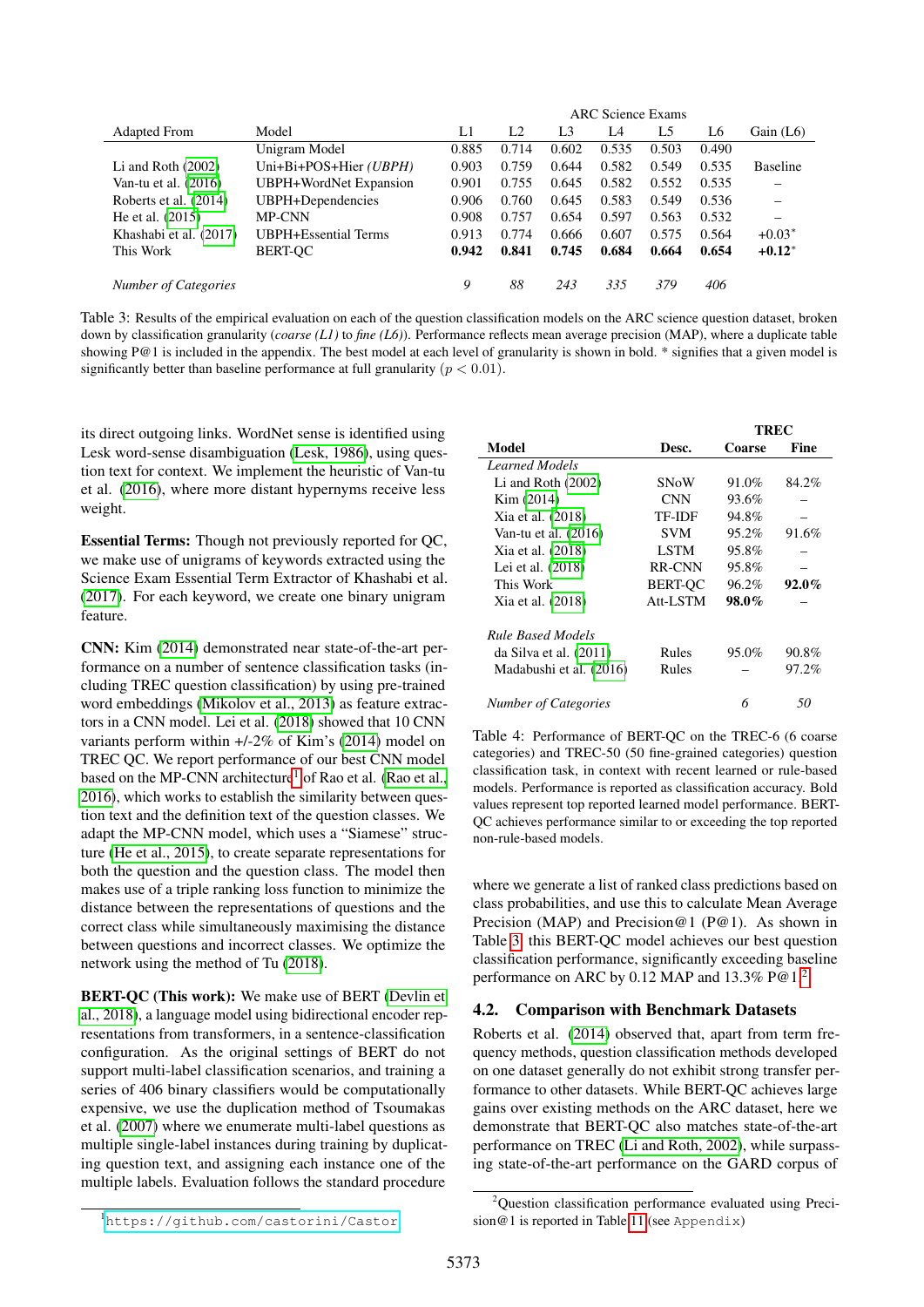| Adapted From | Model | ARC Science Exams L1 | L2 | L3 | L4 | L5 | L6 | Gain (L6) |
|---|---|---|---|---|---|---|---|---|
| | Unigram Model | 0.885 | 0.714 | 0.602 | 0.535 | 0.503 | 0.490 | |
| Li and Roth (2002) | Uni+Bi+POS+Hier *(UBPH)* | 0.903 | 0.759 | 0.644 | 0.582 | 0.549 | 0.535 | Baseline |
| Van-tu et al. (2016) | UBPH+WordNet Expansion | 0.901 | 0.755 | 0.645 | 0.582 | 0.552 | 0.535 | – |
| Roberts et al. (2014) | UBPH+Dependencies | 0.906 | 0.760 | 0.645 | 0.583 | 0.549 | 0.536 | – |
| He et al. (2015) | MP-CNN | 0.908 | 0.757 | 0.654 | 0.597 | 0.563 | 0.532 | – |
| Khashabi et al. (2017) | UBPH+Essential Terms | 0.913 | 0.774 | 0.666 | 0.607 | 0.575 | 0.564 | +0.03* |
| This Work | BERT-QC | **0.942** | **0.841** | **0.745** | **0.684** | **0.664** | **0.654** | **+0.12*** |
| *Number of Categories* | | *9* | *88* | *243* | *335* | *379* | *406* | |

Table 3: Results of the empirical evaluation on each of the question classification models on the ARC science question dataset, broken down by classification granularity (*coarse (L1)* to *fine (L6)*). Performance reflects mean average precision (MAP), where a duplicate table showing P@1 is included in the appendix. The best model at each level of granularity is shown in bold. * signifies that a given model is significantly better than baseline performance at full granularity ($p < 0.01$).

its direct outgoing links. WordNet sense is identified using Lesk word-sense disambiguation (Lesk, 1986), using question text for context. We implement the heuristic of Van-tu et al. (2016), where more distant hypernyms receive less weight.

**Essential Terms:** Though not previously reported for QC, we make use of unigrams of keywords extracted using the Science Exam Essential Term Extractor of Khashabi et al. (2017). For each keyword, we create one binary unigram feature.

**CNN:** Kim (2014) demonstrated near state-of-the-art performance on a number of sentence classification tasks (including TREC question classification) by using pre-trained word embeddings (Mikolov et al., 2013) as feature extractors in a CNN model. Lei et al. (2018) showed that 10 CNN variants perform within +/-2% of Kim's (2014) model on TREC QC. We report performance of our best CNN model based on the MP-CNN architecture[1] of Rao et al. (Rao et al., 2016), which works to establish the similarity between question text and the definition text of the question classes. We adapt the MP-CNN model, which uses a "Siamese" structure (He et al., 2015), to create separate representations for both the question and the question class. The model then makes use of a triple ranking loss function to minimize the distance between the representations of questions and the correct class while simultaneously maximising the distance between questions and incorrect classes. We optimize the network using the method of Tu (2018).

**BERT-QC (This work):** We make use of BERT (Devlin et al., 2018), a language model using bidirectional encoder representations from transformers, in a sentence-classification configuration. As the original settings of BERT do not support multi-label classification scenarios, and training a series of 406 binary classifiers would be computationally expensive, we use the duplication method of Tsoumakas et al. (2007) where we enumerate multi-label questions as multiple single-label instances during training by duplicating question text, and assigning each instance one of the multiple labels. Evaluation follows the standard procedure

| Model | Desc. | TREC Coarse | Fine |
|---|---|---|---|
| *Learned Models* | | | |
| Li and Roth (2002) | SNoW | 91.0% | 84.2% |
| Kim (2014) | CNN | 93.6% | – |
| Xia et al. (2018) | TF-IDF | 94.8% | – |
| Van-tu et al. (2016) | SVM | 95.2% | 91.6% |
| Xia et al. (2018) | LSTM | 95.8% | – |
| Lei et al. (2018) | RR-CNN | 95.8% | – |
| This Work | BERT-QC | 96.2% | **92.0%** |
| Xia et al. (2018) | Att-LSTM | **98.0%** | – |
| *Rule Based Models* | | | |
| da Silva et al. (2011) | Rules | 95.0% | 90.8% |
| Madabushi et al. (2016) | Rules | – | 97.2% |
| *Number of Categories* | | *6* | *50* |

Table 4: Performance of BERT-QC on the TREC-6 (6 coarse categories) and TREC-50 (50 fine-grained categories) question classification task, in context with recent learned or rule-based models. Performance is reported as classification accuracy. Bold values represent top reported learned model performance. BERT-QC achieves performance similar to or exceeding the top reported non-rule-based models.

where we generate a list of ranked class predictions based on class probabilities, and use this to calculate Mean Average Precision (MAP) and Precision@1 (P@1). As shown in Table 3, this BERT-QC model achieves our best question classification performance, significantly exceeding baseline performance on ARC by 0.12 MAP and 13.3% P@1.[2]

## 4.2. Comparison with Benchmark Datasets

Roberts et al. (2014) observed that, apart from term frequency methods, question classification methods developed on one dataset generally do not exhibit strong transfer performance to other datasets. While BERT-QC achieves large gains over existing methods on the ARC dataset, here we demonstrate that BERT-QC also matches state-of-the-art performance on TREC (Li and Roth, 2002), while surpassing state-of-the-art performance on the GARD corpus of

[1] `https://github.com/castorini/Castor`

[2] Question classification performance evaluated using Precision@1 is reported in Table 11 (see `Appendix`)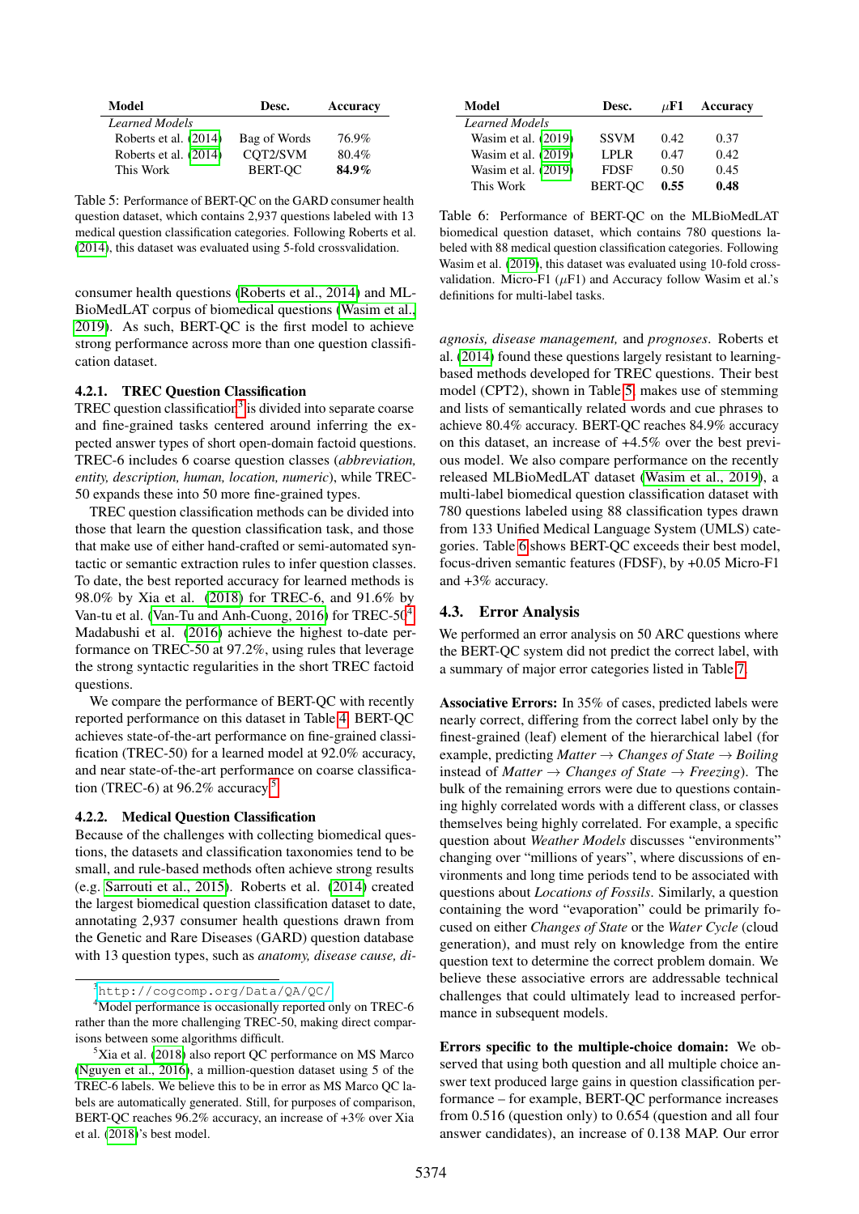| Model | Desc. | Accuracy |
|---|---|---|
| *Learned Models* | | |
| Roberts et al. (2014) | Bag of Words | 76.9% |
| Roberts et al. (2014) | CQT2/SVM | 80.4% |
| This Work | BERT-QC | **84.9%** |

Table 5: Performance of BERT-QC on the GARD consumer health question dataset, which contains 2,937 questions labeled with 13 medical question classification categories. Following Roberts et al. (2014), this dataset was evaluated using 5-fold crossvalidation.

| Model | Desc. | $\mu$F1 | Accuracy |
|---|---|---|---|
| *Learned Models* | | | |
| Wasim et al. (2019) | SSVM | 0.42 | 0.37 |
| Wasim et al. (2019) | LPLR | 0.47 | 0.42 |
| Wasim et al. (2019) | FDSF | 0.50 | 0.45 |
| This Work | BERT-QC | **0.55** | **0.48** |

Table 6: Performance of BERT-QC on the MLBioMedLAT biomedical question dataset, which contains 780 questions labeled with 88 medical question classification categories. Following Wasim et al. (2019), this dataset was evaluated using 10-fold crossvalidation. Micro-F1 ($\mu$F1) and Accuracy follow Wasim et al.'s definitions for multi-label tasks.

consumer health questions (Roberts et al., 2014) and MLBioMedLAT corpus of biomedical questions (Wasim et al., 2019). As such, BERT-QC is the first model to achieve strong performance across more than one question classification dataset.

#### 4.2.1. TREC Question Classification

TREC question classification[3] is divided into separate coarse and fine-grained tasks centered around inferring the expected answer types of short open-domain factoid questions. TREC-6 includes 6 coarse question classes (*abbreviation, entity, description, human, location, numeric*), while TREC-50 expands these into 50 more fine-grained types.

TREC question classification methods can be divided into those that learn the question classification task, and those that make use of either hand-crafted or semi-automated syntactic or semantic extraction rules to infer question classes. To date, the best reported accuracy for learned methods is 98.0% by Xia et al. (2018) for TREC-6, and 91.6% by Van-tu et al. (Van-Tu and Anh-Cuong, 2016) for TREC-50[4]. Madabushi et al. (2016) achieve the highest to-date performance on TREC-50 at 97.2%, using rules that leverage the strong syntactic regularities in the short TREC factoid questions.

We compare the performance of BERT-QC with recently reported performance on this dataset in Table 4. BERT-QC achieves state-of-the-art performance on fine-grained classification (TREC-50) for a learned model at 92.0% accuracy, and near state-of-the-art performance on coarse classification (TREC-6) at 96.2% accuracy.[5]

#### 4.2.2. Medical Question Classification

Because of the challenges with collecting biomedical questions, the datasets and classification taxonomies tend to be small, and rule-based methods often achieve strong results (e.g. Sarrouti et al., 2015). Roberts et al. (2014) created the largest biomedical question classification dataset to date, annotating 2,937 consumer health questions drawn from the Genetic and Rare Diseases (GARD) question database with 13 question types, such as *anatomy, disease cause, diagnosis, disease management,* and *prognoses*. Roberts et al. (2014) found these questions largely resistant to learning-based methods developed for TREC questions. Their best model (CPT2), shown in Table 5, makes use of stemming and lists of semantically related words and cue phrases to achieve 80.4% accuracy. BERT-QC reaches 84.9% accuracy on this dataset, an increase of +4.5% over the best previous model. We also compare performance on the recently released MLBioMedLAT dataset (Wasim et al., 2019), a multi-label biomedical question classification dataset with 780 questions labeled using 88 classification types drawn from 133 Unified Medical Language System (UMLS) categories. Table 6 shows BERT-QC exceeds their best model, focus-driven semantic features (FDSF), by +0.05 Micro-F1 and +3% accuracy.

### 4.3. Error Analysis

We performed an error analysis on 50 ARC questions where the BERT-QC system did not predict the correct label, with a summary of major error categories listed in Table 7.

**Associative Errors:** In 35% of cases, predicted labels were nearly correct, differing from the correct label only by the finest-grained (leaf) element of the hierarchical label (for example, predicting *Matter* → *Changes of State* → *Boiling* instead of *Matter* → *Changes of State* → *Freezing*). The bulk of the remaining errors were due to questions containing highly correlated words with a different class, or classes themselves being highly correlated. For example, a specific question about *Weather Models* discusses "environments" changing over "millions of years", where discussions of environments and long time periods tend to be associated with questions about *Locations of Fossils*. Similarly, a question containing the word "evaporation" could be primarily focused on either *Changes of State* or the *Water Cycle* (cloud generation), and must rely on knowledge from the entire question text to determine the correct problem domain. We believe these associative errors are addressable technical challenges that could ultimately lead to increased performance in subsequent models.

**Errors specific to the multiple-choice domain:** We observed that using both question and all multiple choice answer text produced large gains in question classification performance – for example, BERT-QC performance increases from 0.516 (question only) to 0.654 (question and all four answer candidates), an increase of 0.138 MAP. Our error

[3] http://cogcomp.org/Data/QA/QC/

[4] Model performance is occasionally reported only on TREC-6 rather than the more challenging TREC-50, making direct comparisons between some algorithms difficult.

[5] Xia et al. (2018) also report QC performance on MS Marco (Nguyen et al., 2016), a million-question dataset using 5 of the TREC-6 labels. We believe this to be in error as MS Marco QC labels are automatically generated. Still, for purposes of comparison, BERT-QC reaches 96.2% accuracy, an increase of +3% over Xia et al. (2018)'s best model.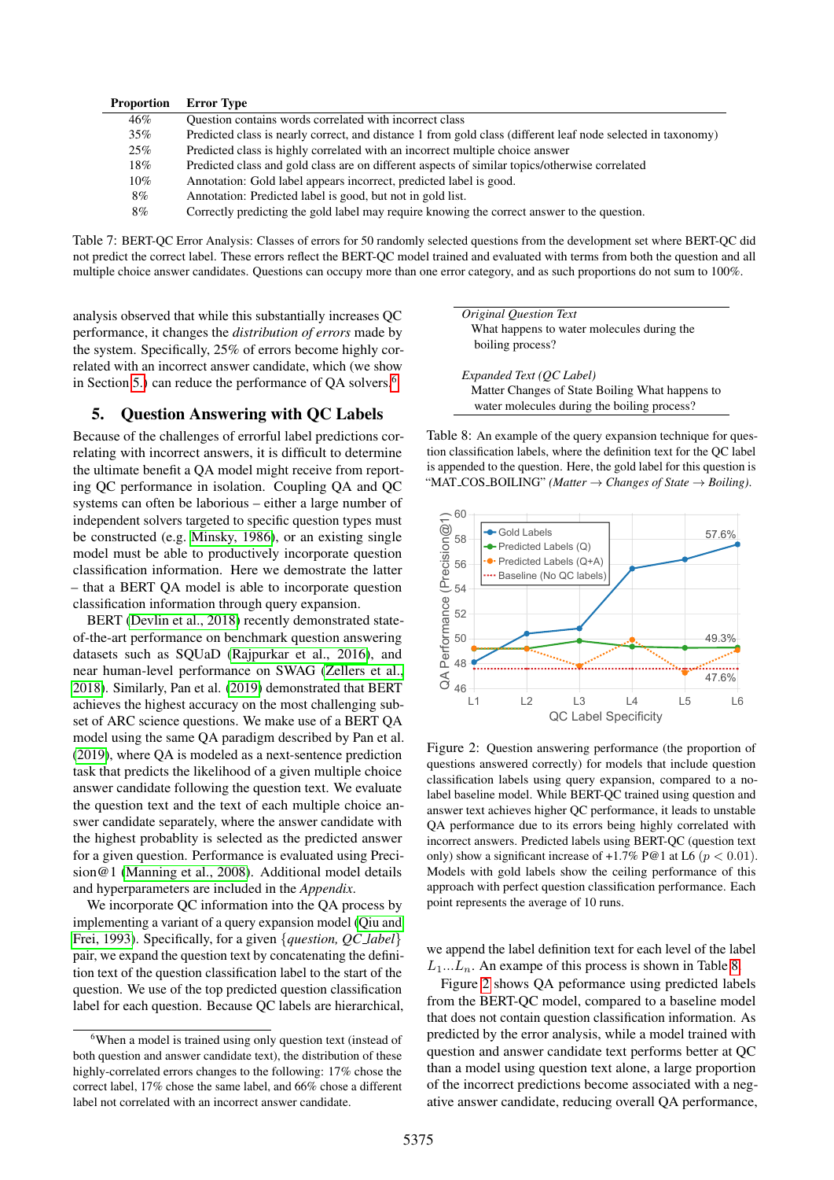| Proportion | Error Type |
|---|---|
| 46% | Question contains words correlated with incorrect class |
| 35% | Predicted class is nearly correct, and distance 1 from gold class (different leaf node selected in taxonomy) |
| 25% | Predicted class is highly correlated with an incorrect multiple choice answer |
| 18% | Predicted class and gold class are on different aspects of similar topics/otherwise correlated |
| 10% | Annotation: Gold label appears incorrect, predicted label is good. |
| 8% | Annotation: Predicted label is good, but not in gold list. |
| 8% | Correctly predicting the gold label may require knowing the correct answer to the question. |

Table 7: BERT-QC Error Analysis: Classes of errors for 50 randomly selected questions from the development set where BERT-QC did not predict the correct label. These errors reflect the BERT-QC model trained and evaluated with terms from both the question and all multiple choice answer candidates. Questions can occupy more than one error category, and as such proportions do not sum to 100%.

analysis observed that while this substantially increases QC performance, it changes the *distribution of errors* made by the system. Specifically, 25% of errors become highly correlated with an incorrect answer candidate, which (we show in Section 5.) can reduce the performance of QA solvers.[6]

## 5. Question Answering with QC Labels

Because of the challenges of errorful label predictions correlating with incorrect answers, it is difficult to determine the ultimate benefit a QA model might receive from reporting QC performance in isolation. Coupling QA and QC systems can often be laborious – either a large number of independent solvers targeted to specific question types must be constructed (e.g. Minsky, 1986), or an existing single model must be able to productively incorporate question classification information. Here we demonstrate the latter – that a BERT QA model is able to incorporate question classification information through query expansion.

BERT (Devlin et al., 2018) recently demonstrated state-of-the-art performance on benchmark question answering datasets such as SQUaD (Rajpurkar et al., 2016), and near human-level performance on SWAG (Zellers et al., 2018). Similarly, Pan et al. (2019) demonstrated that BERT achieves the highest accuracy on the most challenging subset of ARC science questions. We make use of a BERT QA model using the same QA paradigm described by Pan et al. (2019), where QA is modeled as a next-sentence prediction task that predicts the likelihood of a given multiple choice answer candidate following the question text. We evaluate the question text and the text of each multiple choice answer candidate separately, where the answer candidate with the highest probablity is selected as the predicted answer for a given question. Performance is evaluated using Precision@1 (Manning et al., 2008). Additional model details and hyperparameters are included in the *Appendix*.

We incorporate QC information into the QA process by implementing a variant of a query expansion model (Qiu and Frei, 1993). Specifically, for a given {*question, QC_label*} pair, we expand the question text by concatenating the definition text of the question classification label to the start of the question. We use of the top predicted question classification label for each question. Because QC labels are hierarchical, we append the label definition text for each level of the label $L_1 ... L_n$. An exampe of this process is shown in Table 8.

| |
|---|
| *Original Question Text* |
| What happens to water molecules during the boiling process? |
| *Expanded Text (QC Label)* |
| Matter Changes of State Boiling What happens to water molecules during the boiling process? |

Table 8: An example of the query expansion technique for question classification labels, where the definition text for the QC label is appended to the question. Here, the gold label for this question is "MAT_COS_BOILING" *(Matter → Changes of State → Boiling)*.

Figure 2: Question answering performance (the proportion of questions answered correctly) for models that include question classification labels using query expansion, compared to a no-label baseline model. While BERT-QC trained using question and answer text achieves higher QC performance, it leads to unstable QA performance due to its errors being highly correlated with incorrect answers. Predicted labels using BERT-QC (question text only) show a significant increase of +1.7% P@1 at L6 ($p < 0.01$). Models with gold labels show the ceiling performance of this approach with perfect question classification performance. Each point represents the average of 10 runs.

Figure 2 shows QA peformance using predicted labels from the BERT-QC model, compared to a baseline model that does not contain question classification information. As predicted by the error analysis, while a model trained with question and answer candidate text performs better at QC than a model using question text alone, a large proportion of the incorrect predictions become associated with a negative answer candidate, reducing overall QA performance,

[6]When a model is trained using only question text (instead of both question and answer candidate text), the distribution of these highly-correlated errors changes to the following: 17% chose the correct label, 17% chose the same label, and 66% chose a different label not correlated with an incorrect answer candidate.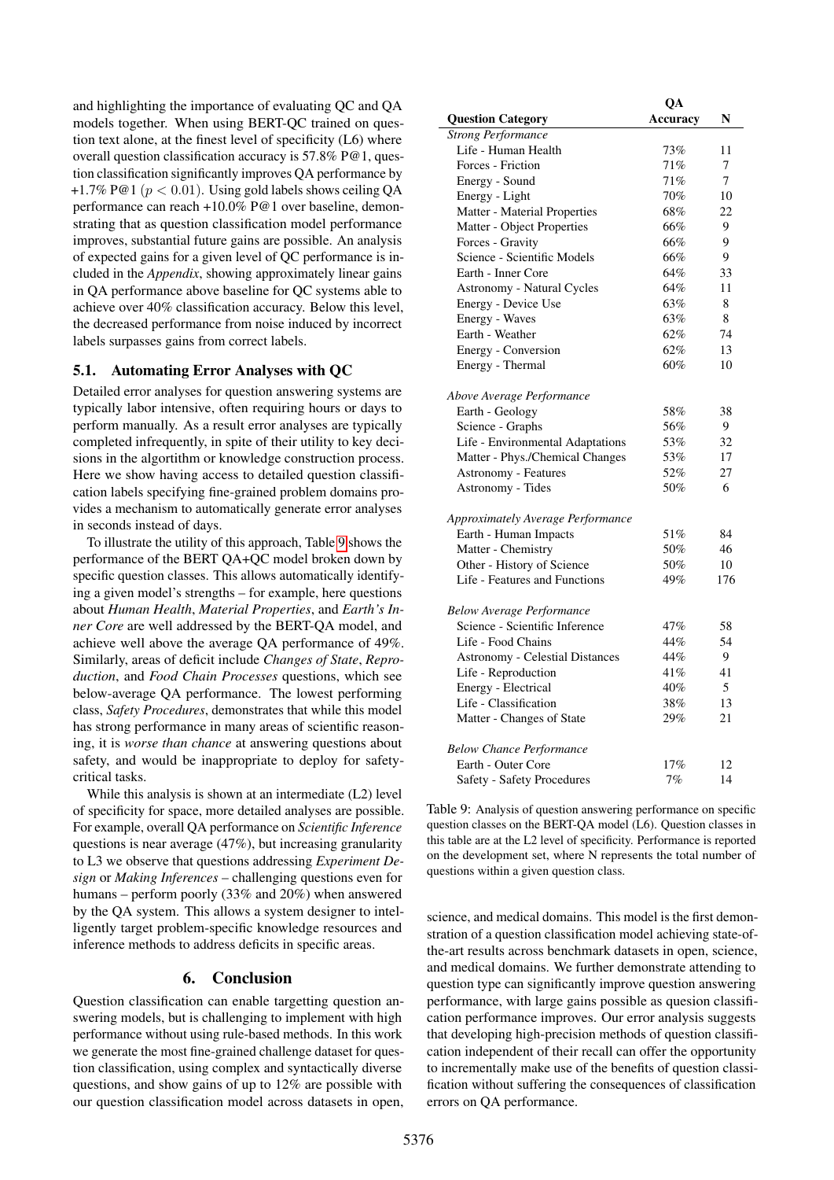and highlighting the importance of evaluating QC and QA models together. When using BERT-QC trained on question text alone, at the finest level of specificity (L6) where overall question classification accuracy is 57.8% P@1, question classification significantly improves QA performance by +1.7% P@1 ($p < 0.01$). Using gold labels shows ceiling QA performance can reach +10.0% P@1 over baseline, demonstrating that as question classification model performance improves, substantial future gains are possible. An analysis of expected gains for a given level of QC performance is included in the *Appendix*, showing approximately linear gains in QA performance above baseline for QC systems able to achieve over 40% classification accuracy. Below this level, the decreased performance from noise induced by incorrect labels surpasses gains from correct labels.

### 5.1. Automating Error Analyses with QC

Detailed error analyses for question answering systems are typically labor intensive, often requiring hours or days to perform manually. As a result error analyses are typically completed infrequently, in spite of their utility to key decisions in the algortithm or knowledge construction process. Here we show having access to detailed question classification labels specifying fine-grained problem domains provides a mechanism to automatically generate error analyses in seconds instead of days.

To illustrate the utility of this approach, Table 9 shows the performance of the BERT QA+QC model broken down by specific question classes. This allows automatically identifying a given model's strengths – for example, here questions about *Human Health*, *Material Properties*, and *Earth's Inner Core* are well addressed by the BERT-QA model, and achieve well above the average QA performance of 49%. Similarly, areas of deficit include *Changes of State*, *Reproduction*, and *Food Chain Processes* questions, which see below-average QA performance. The lowest performing class, *Safety Procedures*, demonstrates that while this model has strong performance in many areas of scientific reasoning, it is *worse than chance* at answering questions about safety, and would be inappropriate to deploy for safety-critical tasks.

While this analysis is shown at an intermediate (L2) level of specificity for space, more detailed analyses are possible. For example, overall QA performance on *Scientific Inference* questions is near average (47%), but increasing granularity to L3 we observe that questions addressing *Experiment Design* or *Making Inferences* – challenging questions even for humans – perform poorly (33% and 20%) when answered by the QA system. This allows a system designer to intelligently target problem-specific knowledge resources and inference methods to address deficits in specific areas.

| Question Category | QA Accuracy | N |
|---|---|---|
| *Strong Performance* | | |
| Life - Human Health | 73% | 11 |
| Forces - Friction | 71% | 7 |
| Energy - Sound | 71% | 7 |
| Energy - Light | 70% | 10 |
| Matter - Material Properties | 68% | 22 |
| Matter - Object Properties | 66% | 9 |
| Forces - Gravity | 66% | 9 |
| Science - Scientific Models | 66% | 9 |
| Earth - Inner Core | 64% | 33 |
| Astronomy - Natural Cycles | 64% | 11 |
| Energy - Device Use | 63% | 8 |
| Energy - Waves | 63% | 8 |
| Earth - Weather | 62% | 74 |
| Energy - Conversion | 62% | 13 |
| Energy - Thermal | 60% | 10 |
| *Above Average Performance* | | |
| Earth - Geology | 58% | 38 |
| Science - Graphs | 56% | 9 |
| Life - Environmental Adaptations | 53% | 32 |
| Matter - Phys./Chemical Changes | 53% | 17 |
| Astronomy - Features | 52% | 27 |
| Astronomy - Tides | 50% | 6 |
| *Approximately Average Performance* | | |
| Earth - Human Impacts | 51% | 84 |
| Matter - Chemistry | 50% | 46 |
| Other - History of Science | 50% | 10 |
| Life - Features and Functions | 49% | 176 |
| *Below Average Performance* | | |
| Science - Scientific Inference | 47% | 58 |
| Life - Food Chains | 44% | 54 |
| Astronomy - Celestial Distances | 44% | 9 |
| Life - Reproduction | 41% | 41 |
| Energy - Electrical | 40% | 5 |
| Life - Classification | 38% | 13 |
| Matter - Changes of State | 29% | 21 |
| *Below Chance Performance* | | |
| Earth - Outer Core | 17% | 12 |
| Safety - Safety Procedures | 7% | 14 |

Table 9: Analysis of question answering performance on specific question classes on the BERT-QA model (L6). Question classes in this table are at the L2 level of specificity. Performance is reported on the development set, where N represents the total number of questions within a given question class.

## 6. Conclusion

Question classification can enable targetting question answering models, but is challenging to implement with high performance without using rule-based methods. In this work we generate the most fine-grained challenge dataset for question classification, using complex and syntactically diverse questions, and show gains of up to 12% are possible with our question classification model across datasets in open, science, and medical domains. This model is the first demonstration of a question classification model achieving state-of-the-art results across benchmark datasets in open, science, and medical domains. We further demonstrate attending to question type can significantly improve question answering performance, with large gains possible as quesion classification performance improves. Our error analysis suggests that developing high-precision methods of question classification independent of their recall can offer the opportunity to incrementally make use of the benefits of question classification without suffering the consequences of classification errors on QA performance.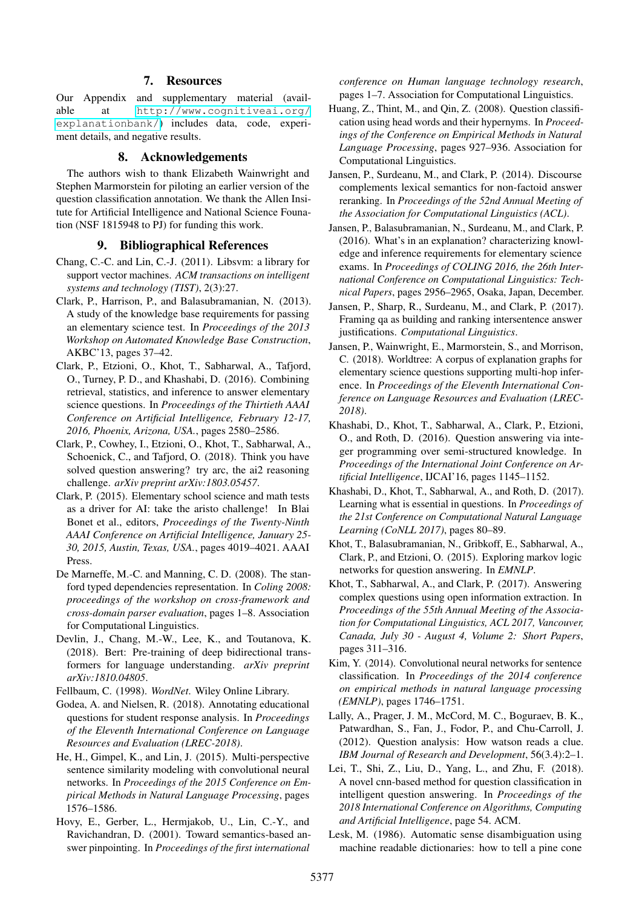## 7. Resources

Our Appendix and supplementary material (available at http://www.cognitiveai.org/explanationbank/) includes data, code, experiment details, and negative results.

## 8. Acknowledgements

The authors wish to thank Elizabeth Wainwright and Stephen Marmorstein for piloting an earlier version of the question classification annotation. We thank the Allen Insitute for Artificial Intelligence and National Science Founation (NSF 1815948 to PJ) for funding this work.

## 9. Bibliographical References

Chang, C.-C. and Lin, C.-J. (2011). Libsvm: a library for support vector machines. *ACM transactions on intelligent systems and technology (TIST)*, 2(3):27.

Clark, P., Harrison, P., and Balasubramanian, N. (2013). A study of the knowledge base requirements for passing an elementary science test. In *Proceedings of the 2013 Workshop on Automated Knowledge Base Construction*, AKBC'13, pages 37–42.

Clark, P., Etzioni, O., Khot, T., Sabharwal, A., Tafjord, O., Turney, P. D., and Khashabi, D. (2016). Combining retrieval, statistics, and inference to answer elementary science questions. In *Proceedings of the Thirtieth AAAI Conference on Artificial Intelligence, February 12-17, 2016, Phoenix, Arizona, USA.*, pages 2580–2586.

Clark, P., Cowhey, I., Etzioni, O., Khot, T., Sabharwal, A., Schoenick, C., and Tafjord, O. (2018). Think you have solved question answering? try arc, the ai2 reasoning challenge. *arXiv preprint arXiv:1803.05457*.

Clark, P. (2015). Elementary school science and math tests as a driver for AI: take the aristo challenge! In Blai Bonet et al., editors, *Proceedings of the Twenty-Ninth AAAI Conference on Artificial Intelligence, January 25-30, 2015, Austin, Texas, USA.*, pages 4019–4021. AAAI Press.

De Marneffe, M.-C. and Manning, C. D. (2008). The stanford typed dependencies representation. In *Coling 2008: proceedings of the workshop on cross-framework and cross-domain parser evaluation*, pages 1–8. Association for Computational Linguistics.

Devlin, J., Chang, M.-W., Lee, K., and Toutanova, K. (2018). Bert: Pre-training of deep bidirectional transformers for language understanding. *arXiv preprint arXiv:1810.04805*.

Fellbaum, C. (1998). *WordNet*. Wiley Online Library.

Godea, A. and Nielsen, R. (2018). Annotating educational questions for student response analysis. In *Proceedings of the Eleventh International Conference on Language Resources and Evaluation (LREC-2018)*.

He, H., Gimpel, K., and Lin, J. (2015). Multi-perspective sentence similarity modeling with convolutional neural networks. In *Proceedings of the 2015 Conference on Empirical Methods in Natural Language Processing*, pages 1576–1586.

Hovy, E., Gerber, L., Hermjakob, U., Lin, C.-Y., and Ravichandran, D. (2001). Toward semantics-based answer pinpointing. In *Proceedings of the first international conference on Human language technology research*, pages 1–7. Association for Computational Linguistics.

Huang, Z., Thint, M., and Qin, Z. (2008). Question classification using head words and their hypernyms. In *Proceedings of the Conference on Empirical Methods in Natural Language Processing*, pages 927–936. Association for Computational Linguistics.

Jansen, P., Surdeanu, M., and Clark, P. (2014). Discourse complements lexical semantics for non-factoid answer reranking. In *Proceedings of the 52nd Annual Meeting of the Association for Computational Linguistics (ACL)*.

Jansen, P., Balasubramanian, N., Surdeanu, M., and Clark, P. (2016). What's in an explanation? characterizing knowledge and inference requirements for elementary science exams. In *Proceedings of COLING 2016, the 26th International Conference on Computational Linguistics: Technical Papers*, pages 2956–2965, Osaka, Japan, December.

Jansen, P., Sharp, R., Surdeanu, M., and Clark, P. (2017). Framing qa as building and ranking intersentence answer justifications. *Computational Linguistics*.

Jansen, P., Wainwright, E., Marmorstein, S., and Morrison, C. (2018). Worldtree: A corpus of explanation graphs for elementary science questions supporting multi-hop inference. In *Proceedings of the Eleventh International Conference on Language Resources and Evaluation (LREC-2018)*.

Khashabi, D., Khot, T., Sabharwal, A., Clark, P., Etzioni, O., and Roth, D. (2016). Question answering via integer programming over semi-structured knowledge. In *Proceedings of the International Joint Conference on Artificial Intelligence*, IJCAI'16, pages 1145–1152.

Khashabi, D., Khot, T., Sabharwal, A., and Roth, D. (2017). Learning what is essential in questions. In *Proceedings of the 21st Conference on Computational Natural Language Learning (CoNLL 2017)*, pages 80–89.

Khot, T., Balasubramanian, N., Gribkoff, E., Sabharwal, A., Clark, P., and Etzioni, O. (2015). Exploring markov logic networks for question answering. In *EMNLP*.

Khot, T., Sabharwal, A., and Clark, P. (2017). Answering complex questions using open information extraction. In *Proceedings of the 55th Annual Meeting of the Association for Computational Linguistics, ACL 2017, Vancouver, Canada, July 30 - August 4, Volume 2: Short Papers*, pages 311–316.

Kim, Y. (2014). Convolutional neural networks for sentence classification. In *Proceedings of the 2014 conference on empirical methods in natural language processing (EMNLP)*, pages 1746–1751.

Lally, A., Prager, J. M., McCord, M. C., Boguraev, B. K., Patwardhan, S., Fan, J., Fodor, P., and Chu-Carroll, J. (2012). Question analysis: How watson reads a clue. *IBM Journal of Research and Development*, 56(3.4):2–1.

Lei, T., Shi, Z., Liu, D., Yang, L., and Zhu, F. (2018). A novel cnn-based method for question classification in intelligent question answering. In *Proceedings of the 2018 International Conference on Algorithms, Computing and Artificial Intelligence*, page 54. ACM.

Lesk, M. (1986). Automatic sense disambiguation using machine readable dictionaries: how to tell a pine cone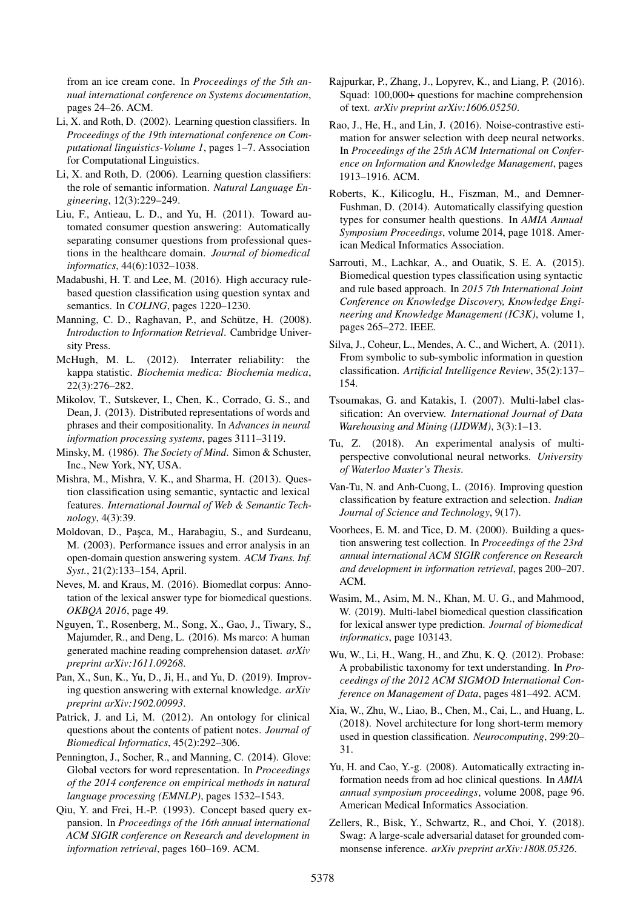from an ice cream cone. In *Proceedings of the 5th annual international conference on Systems documentation*, pages 24–26. ACM.

Li, X. and Roth, D. (2002). Learning question classifiers. In *Proceedings of the 19th international conference on Computational linguistics-Volume 1*, pages 1–7. Association for Computational Linguistics.

Li, X. and Roth, D. (2006). Learning question classifiers: the role of semantic information. *Natural Language Engineering*, 12(3):229–249.

Liu, F., Antieau, L. D., and Yu, H. (2011). Toward automated consumer question answering: Automatically separating consumer questions from professional questions in the healthcare domain. *Journal of biomedical informatics*, 44(6):1032–1038.

Madabushi, H. T. and Lee, M. (2016). High accuracy rule-based question classification using question syntax and semantics. In *COLING*, pages 1220–1230.

Manning, C. D., Raghavan, P., and Schütze, H. (2008). *Introduction to Information Retrieval*. Cambridge University Press.

McHugh, M. L. (2012). Interrater reliability: the kappa statistic. *Biochemia medica: Biochemia medica*, 22(3):276–282.

Mikolov, T., Sutskever, I., Chen, K., Corrado, G. S., and Dean, J. (2013). Distributed representations of words and phrases and their compositionality. In *Advances in neural information processing systems*, pages 3111–3119.

Minsky, M. (1986). *The Society of Mind*. Simon & Schuster, Inc., New York, NY, USA.

Mishra, M., Mishra, V. K., and Sharma, H. (2013). Question classification using semantic, syntactic and lexical features. *International Journal of Web & Semantic Technology*, 4(3):39.

Moldovan, D., Paşca, M., Harabagiu, S., and Surdeanu, M. (2003). Performance issues and error analysis in an open-domain question answering system. *ACM Trans. Inf. Syst.*, 21(2):133–154, April.

Neves, M. and Kraus, M. (2016). Biomedlat corpus: Annotation of the lexical answer type for biomedical questions. *OKBQA 2016*, page 49.

Nguyen, T., Rosenberg, M., Song, X., Gao, J., Tiwary, S., Majumder, R., and Deng, L. (2016). Ms marco: A human generated machine reading comprehension dataset. *arXiv preprint arXiv:1611.09268*.

Pan, X., Sun, K., Yu, D., Ji, H., and Yu, D. (2019). Improving question answering with external knowledge. *arXiv preprint arXiv:1902.00993*.

Patrick, J. and Li, M. (2012). An ontology for clinical questions about the contents of patient notes. *Journal of Biomedical Informatics*, 45(2):292–306.

Pennington, J., Socher, R., and Manning, C. (2014). Glove: Global vectors for word representation. In *Proceedings of the 2014 conference on empirical methods in natural language processing (EMNLP)*, pages 1532–1543.

Qiu, Y. and Frei, H.-P. (1993). Concept based query expansion. In *Proceedings of the 16th annual international ACM SIGIR conference on Research and development in information retrieval*, pages 160–169. ACM.

Rajpurkar, P., Zhang, J., Lopyrev, K., and Liang, P. (2016). Squad: 100,000+ questions for machine comprehension of text. *arXiv preprint arXiv:1606.05250*.

Rao, J., He, H., and Lin, J. (2016). Noise-contrastive estimation for answer selection with deep neural networks. In *Proceedings of the 25th ACM International on Conference on Information and Knowledge Management*, pages 1913–1916. ACM.

Roberts, K., Kilicoglu, H., Fiszman, M., and Demner-Fushman, D. (2014). Automatically classifying question types for consumer health questions. In *AMIA Annual Symposium Proceedings*, volume 2014, page 1018. American Medical Informatics Association.

Sarrouti, M., Lachkar, A., and Ouatik, S. E. A. (2015). Biomedical question types classification using syntactic and rule based approach. In *2015 7th International Joint Conference on Knowledge Discovery, Knowledge Engineering and Knowledge Management (IC3K)*, volume 1, pages 265–272. IEEE.

Silva, J., Coheur, L., Mendes, A. C., and Wichert, A. (2011). From symbolic to sub-symbolic information in question classification. *Artificial Intelligence Review*, 35(2):137–154.

Tsoumakas, G. and Katakis, I. (2007). Multi-label classification: An overview. *International Journal of Data Warehousing and Mining (IJDWM)*, 3(3):1–13.

Tu, Z. (2018). An experimental analysis of multi-perspective convolutional neural networks. *University of Waterloo Master's Thesis*.

Van-Tu, N. and Anh-Cuong, L. (2016). Improving question classification by feature extraction and selection. *Indian Journal of Science and Technology*, 9(17).

Voorhees, E. M. and Tice, D. M. (2000). Building a question answering test collection. In *Proceedings of the 23rd annual international ACM SIGIR conference on Research and development in information retrieval*, pages 200–207. ACM.

Wasim, M., Asim, M. N., Khan, M. U. G., and Mahmood, W. (2019). Multi-label biomedical question classification for lexical answer type prediction. *Journal of biomedical informatics*, page 103143.

Wu, W., Li, H., Wang, H., and Zhu, K. Q. (2012). Probase: A probabilistic taxonomy for text understanding. In *Proceedings of the 2012 ACM SIGMOD International Conference on Management of Data*, pages 481–492. ACM.

Xia, W., Zhu, W., Liao, B., Chen, M., Cai, L., and Huang, L. (2018). Novel architecture for long short-term memory used in question classification. *Neurocomputing*, 299:20–31.

Yu, H. and Cao, Y.-g. (2008). Automatically extracting information needs from ad hoc clinical questions. In *AMIA annual symposium proceedings*, volume 2008, page 96. American Medical Informatics Association.

Zellers, R., Bisk, Y., Schwartz, R., and Choi, Y. (2018). Swag: A large-scale adversarial dataset for grounded commonsense inference. *arXiv preprint arXiv:1808.05326*.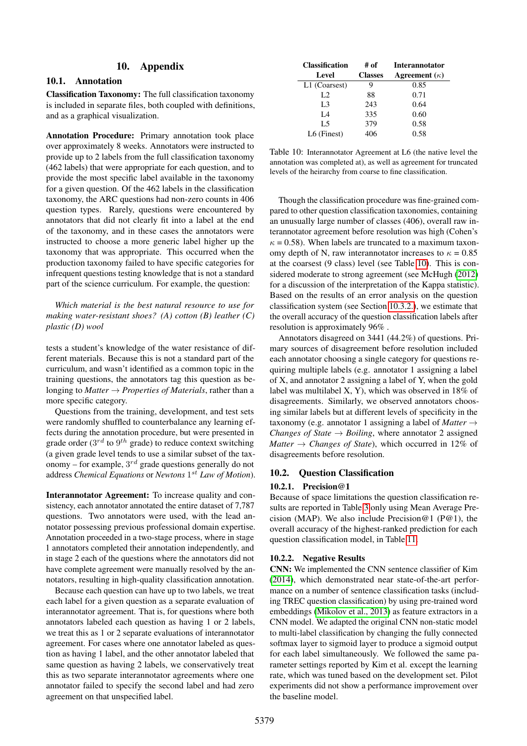## 10. Appendix

### 10.1. Annotation

**Classification Taxonomy:** The full classification taxonomy is included in separate files, both coupled with definitions, and as a graphical visualization.

**Annotation Procedure:** Primary annotation took place over approximately 8 weeks. Annotators were instructed to provide up to 2 labels from the full classification taxonomy (462 labels) that were appropriate for each question, and to provide the most specific label available in the taxonomy for a given question. Of the 462 labels in the classification taxonomy, the ARC questions had non-zero counts in 406 question types. Rarely, questions were encountered by annotators that did not clearly fit into a label at the end of the taxonomy, and in these cases the annotators were instructed to choose a more generic label higher up the taxonomy that was appropriate. This occurred when the production taxonomy failed to have specific categories for infrequent questions testing knowledge that is not a standard part of the science curriculum. For example, the question:

*Which material is the best natural resource to use for making water-resistant shoes? (A) cotton (B) leather (C) plastic (D) wool*

tests a student's knowledge of the water resistance of different materials. Because this is not a standard part of the curriculum, and wasn't identified as a common topic in the training questions, the annotators tag this question as belonging to *Matter* → *Properties of Materials*, rather than a more specific category.

Questions from the training, development, and test sets were randomly shuffled to counterbalance any learning effects during the annotation procedure, but were presented in grade order ($3^{rd}$ to $9^{th}$ grade) to reduce context switching (a given grade level tends to use a similar subset of the taxonomy – for example, $3^{rd}$ grade questions generally do not address *Chemical Equations* or *Newtons* $1^{st}$ *Law of Motion*).

**Interannotator Agreement:** To increase quality and consistency, each annotator annotated the entire dataset of 7,787 questions. Two annotators were used, with the lead annotator possessing previous professional domain expertise. Annotation proceeded in a two-stage process, where in stage 1 annotators completed their annotation independently, and in stage 2 each of the questions where the annotators did not have complete agreement were manually resolved by the annotators, resulting in high-quality classification annotation.

Because each question can have up to two labels, we treat each label for a given question as a separate evaluation of interannotator agreement. That is, for questions where both annotators labeled each question as having 1 or 2 labels, we treat this as 1 or 2 separate evaluations of interannotator agreement. For cases where one annotator labeled as question as having 1 label, and the other annotator labeled that same question as having 2 labels, we conservatively treat this as two separate interannotator agreements where one annotator failed to specify the second label and had zero agreement on that unspecified label.

| Classification Level | # of Classes | Interannotator Agreement ($\kappa$) |
|---|---|---|
| L1 (Coarsest) | 9 | 0.85 |
| L2 | 88 | 0.71 |
| L3 | 243 | 0.64 |
| L4 | 335 | 0.60 |
| L5 | 379 | 0.58 |
| L6 (Finest) | 406 | 0.58 |

Table 10: Interannotator Agreement at L6 (the native level the annotation was completed at), as well as agreement for truncated levels of the heirarchy from coarse to fine classification.

Though the classification procedure was fine-grained compared to other question classification taxonomies, containing an unusually large number of classes (406), overall raw interannotator agreement before resolution was high (Cohen's $\kappa$ = 0.58). When labels are truncated to a maximum taxonomy depth of N, raw interannotator increases to $\kappa$ = 0.85 at the coarsest (9 class) level (see Table 10). This is considered moderate to strong agreement (see McHugh (2012) for a discussion of the interpretation of the Kappa statistic). Based on the results of an error analysis on the question classification system (see Section 10.3.2.), we estimate that the overall accuracy of the question classification labels after resolution is approximately 96% .

Annotators disagreed on 3441 (44.2%) of questions. Primary sources of disagreement before resolution included each annotator choosing a single category for questions requiring multiple labels (e.g. annotator 1 assigning a label of X, and annotator 2 assigning a label of Y, when the gold label was multilabel X, Y), which was observed in 18% of disagreements. Similarly, we observed annotators choosing similar labels but at different levels of specificity in the taxonomy (e.g. annotator 1 assigning a label of *Matter* → *Changes of State* → *Boiling*, where annotator 2 assigned *Matter* → *Changes of State*), which occurred in 12% of disagreements before resolution.

### 10.2. Question Classification

#### 10.2.1. Precision@1

Because of space limitations the question classification results are reported in Table 3 only using Mean Average Precision (MAP). We also include Precision@1 (P@1), the overall accuracy of the highest-ranked prediction for each question classification model, in Table 11.

#### 10.2.2. Negative Results

**CNN:** We implemented the CNN sentence classifier of Kim (2014), which demonstrated near state-of-the-art performance on a number of sentence classification tasks (including TREC question classification) by using pre-trained word embeddings (Mikolov et al., 2013) as feature extractors in a CNN model. We adapted the original CNN non-static model to multi-label classification by changing the fully connected softmax layer to sigmoid layer to produce a sigmoid output for each label simultaneously. We followed the same parameter settings reported by Kim et al. except the learning rate, which was tuned based on the development set. Pilot experiments did not show a performance improvement over the baseline model.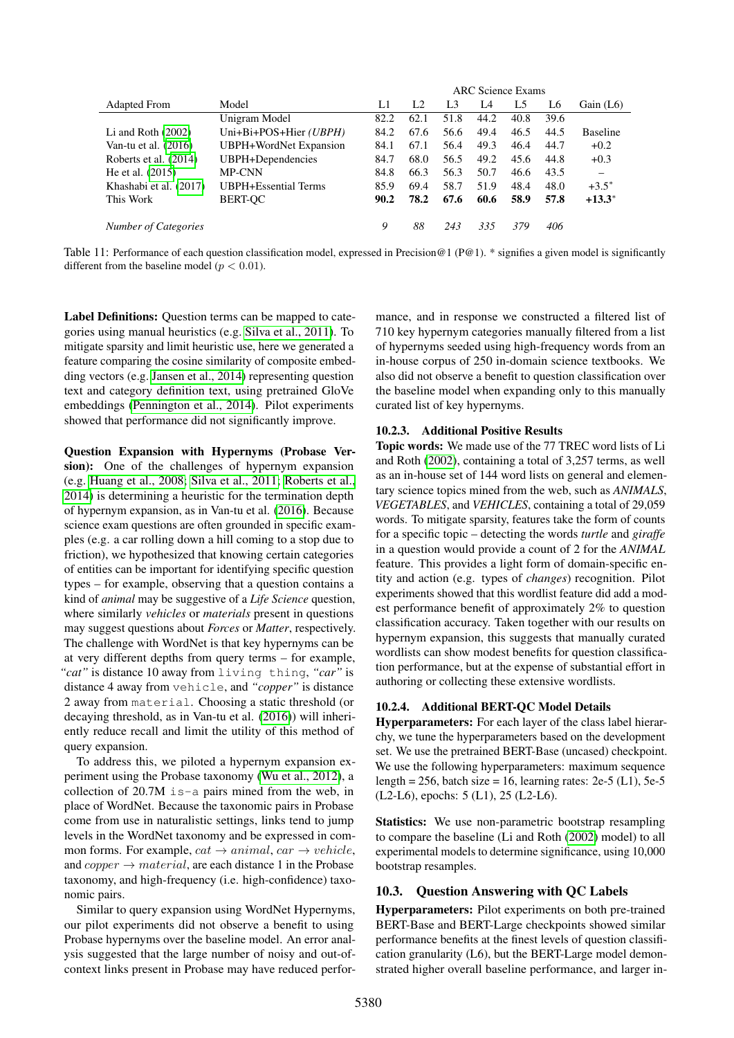| Adapted From | Model | ARC Science Exams | | | | | | |
|---|---|---|---|---|---|---|---|---|
| | | L1 | L2 | L3 | L4 | L5 | L6 | Gain (L6) |
| | Unigram Model | 82.2 | 62.1 | 51.8 | 44.2 | 40.8 | 39.6 | |
| Li and Roth (2002) | Uni+Bi+POS+Hier *(UBPH)* | 84.2 | 67.6 | 56.6 | 49.4 | 46.5 | 44.5 | Baseline |
| Van-tu et al. (2016) | UBPH+WordNet Expansion | 84.1 | 67.1 | 56.4 | 49.3 | 46.4 | 44.7 | +0.2 |
| Roberts et al. (2014) | UBPH+Dependencies | 84.7 | 68.0 | 56.5 | 49.2 | 45.6 | 44.8 | +0.3 |
| He et al. (2015) | MP-CNN | 84.8 | 66.3 | 56.3 | 50.7 | 46.6 | 43.5 | – |
| Khashabi et al. (2017) | UBPH+Essential Terms | 85.9 | 69.4 | 58.7 | 51.9 | 48.4 | 48.0 | +3.5* |
| This Work | BERT-QC | **90.2** | **78.2** | **67.6** | **60.6** | **58.9** | **57.8** | **+13.3*** |
| *Number of Categories* | | *9* | *88* | *243* | *335* | *379* | *406* | |

Table 11: Performance of each question classification model, expressed in Precision@1 (P@1). * signifies a given model is significantly different from the baseline model ($p < 0.01$).

**Label Definitions:** Question terms can be mapped to categories using manual heuristics (e.g. Silva et al., 2011). To mitigate sparsity and limit heuristic use, here we generated a feature comparing the cosine similarity of composite embedding vectors (e.g. Jansen et al., 2014) representing question text and category definition text, using pretrained GloVe embeddings (Pennington et al., 2014). Pilot experiments showed that performance did not significantly improve.

**Question Expansion with Hypernyms (Probase Version):** One of the challenges of hypernym expansion (e.g. Huang et al., 2008; Silva et al., 2011; Roberts et al., 2014) is determining a heuristic for the termination depth of hypernym expansion, as in Van-tu et al. (2016). Because science exam questions are often grounded in specific examples (e.g. a car rolling down a hill coming to a stop due to friction), we hypothesized that knowing certain categories of entities can be important for identifying specific question types – for example, observing that a question contains a kind of *animal* may be suggestive of a *Life Science* question, where similarly *vehicles* or *materials* present in questions may suggest questions about *Forces* or *Matter*, respectively. The challenge with WordNet is that key hypernyms can be at very different depths from query terms – for example, *"cat"* is distance 10 away from `living thing`, *"car"* is distance 4 away from `vehicle`, and *"copper"* is distance 2 away from `material`. Choosing a static threshold (or decaying threshold, as in Van-tu et al. (2016)) will inheriently reduce recall and limit the utility of this method of query expansion.

To address this, we piloted a hypernym expansion experiment using the Probase taxonomy (Wu et al., 2012), a collection of 20.7M `is-a` pairs mined from the web, in place of WordNet. Because the taxonomic pairs in Probase come from use in naturalistic settings, links tend to jump levels in the WordNet taxonomy and be expressed in common forms. For example, $cat \rightarrow animal$, $car \rightarrow vehicle$, and $copper \rightarrow material$, are each distance 1 in the Probase taxonomy, and high-frequency (i.e. high-confidence) taxonomic pairs.

Similar to query expansion using WordNet Hypernyms, our pilot experiments did not observe a benefit to using Probase hypernyms over the baseline model. An error analysis suggested that the large number of noisy and out-of-context links present in Probase may have reduced performance, and in response we constructed a filtered list of 710 key hypernym categories manually filtered from a list of hypernyms seeded using high-frequency words from an in-house corpus of 250 in-domain science textbooks. We also did not observe a benefit to question classification over the baseline model when expanding only to this manually curated list of key hypernyms.

### 10.2.3. Additional Positive Results

**Topic words:** We made use of the 77 TREC word lists of Li and Roth (2002), containing a total of 3,257 terms, as well as an in-house set of 144 word lists on general and elementary science topics mined from the web, such as *ANIMALS*, *VEGETABLES*, and *VEHICLES*, containing a total of 29,059 words. To mitigate sparsity, features take the form of counts for a specific topic – detecting the words *turtle* and *giraffe* in a question would provide a count of 2 for the *ANIMAL* feature. This provides a light form of domain-specific entity and action (e.g. types of *changes*) recognition. Pilot experiments showed that this wordlist feature did add a modest performance benefit of approximately 2% to question classification accuracy. Taken together with our results on hypernym expansion, this suggests that manually curated wordlists can show modest benefits for question classification performance, but at the expense of substantial effort in authoring or collecting these extensive wordlists.

### 10.2.4. Additional BERT-QC Model Details

**Hyperparameters:** For each layer of the class label hierarchy, we tune the hyperparameters based on the development set. We use the pretrained BERT-Base (uncased) checkpoint. We use the following hyperparameters: maximum sequence length = 256, batch size = 16, learning rates: 2e-5 (L1), 5e-5 (L2-L6), epochs: 5 (L1), 25 (L2-L6).

**Statistics:** We use non-parametric bootstrap resampling to compare the baseline (Li and Roth (2002) model) to all experimental models to determine significance, using 10,000 bootstrap resamples.

## 10.3. Question Answering with QC Labels

**Hyperparameters:** Pilot experiments on both pre-trained BERT-Base and BERT-Large checkpoints showed similar performance benefits at the finest levels of question classification granularity (L6), but the BERT-Large model demonstrated higher overall baseline performance, and larger in-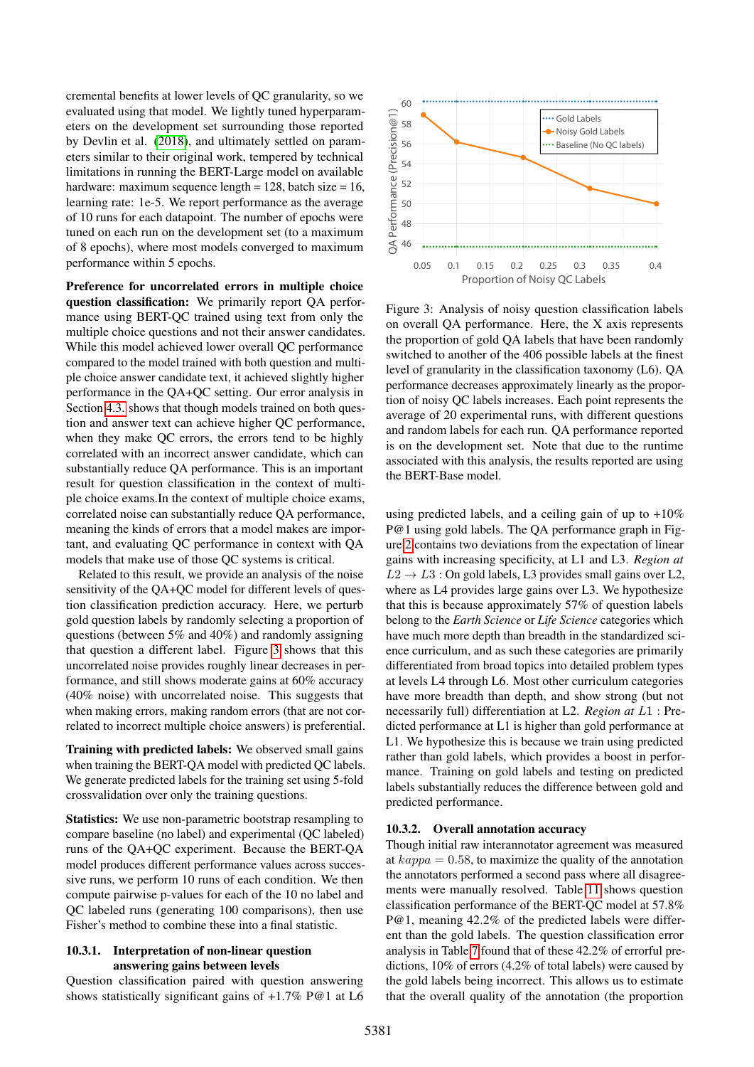cremental benefits at lower levels of QC granularity, so we evaluated using that model. We lightly tuned hyperparameters on the development set surrounding those reported by Devlin et al. (2018), and ultimately settled on parameters similar to their original work, tempered by technical limitations in running the BERT-Large model on available hardware: maximum sequence length = 128, batch size = 16, learning rate: 1e-5. We report performance as the average of 10 runs for each datapoint. The number of epochs were tuned on each run on the development set (to a maximum of 8 epochs), where most models converged to maximum performance within 5 epochs.

**Preference for uncorrelated errors in multiple choice question classification:** We primarily report QA performance using BERT-QC trained using text from only the multiple choice questions and not their answer candidates. While this model achieved lower overall QC performance compared to the model trained with both question and multiple choice answer candidate text, it achieved slightly higher performance in the QA+QC setting. Our error analysis in Section 4.3. shows that though models trained on both question and answer text can achieve higher QC performance, when they make QC errors, the errors tend to be highly correlated with an incorrect answer candidate, which can substantially reduce QA performance. This is an important result for question classification in the context of multiple choice exams.In the context of multiple choice exams, correlated noise can substantially reduce QA performance, meaning the kinds of errors that a model makes are important, and evaluating QC performance in context with QA models that make use of those QC systems is critical.

Related to this result, we provide an analysis of the noise sensitivity of the QA+QC model for different levels of question classification prediction accuracy. Here, we perturb gold question labels by randomly selecting a proportion of questions (between 5% and 40%) and randomly assigning that question a different label. Figure 3 shows that this uncorrelated noise provides roughly linear decreases in performance, and still shows moderate gains at 60% accuracy (40% noise) with uncorrelated noise. This suggests that when making errors, making random errors (that are not correlated to incorrect multiple choice answers) is preferential.

**Training with predicted labels:** We observed small gains when training the BERT-QA model with predicted QC labels. We generate predicted labels for the training set using 5-fold crossvalidation over only the training questions.

**Statistics:** We use non-parametric bootstrap resampling to compare baseline (no label) and experimental (QC labeled) runs of the QA+QC experiment. Because the BERT-QA model produces different performance values across successive runs, we perform 10 runs of each condition. We then compute pairwise p-values for each of the 10 no label and QC labeled runs (generating 100 comparisons), then use Fisher's method to combine these into a final statistic.

### 10.3.1. Interpretation of non-linear question answering gains between levels

Question classification paired with question answering shows statistically significant gains of +1.7% P@1 at L6 using predicted labels, and a ceiling gain of up to +10% P@1 using gold labels. The QA performance graph in Figure 2 contains two deviations from the expectation of linear gains with increasing specificity, at L1 and L3. *Region at* $L2 \rightarrow L3$ : On gold labels, L3 provides small gains over L2, where as L4 provides large gains over L3. We hypothesize that this is because approximately 57% of question labels belong to the *Earth Science* or *Life Science* categories which have much more depth than breadth in the standardized science curriculum, and as such these categories are primarily differentiated from broad topics into detailed problem types at levels L4 through L6. Most other curriculum categories have more breadth than depth, and show strong (but not necessarily full) differentiation at L2. *Region at* $L1$ : Predicted performance at L1 is higher than gold performance at L1. We hypothesize this is because we train using predicted rather than gold labels, which provides a boost in performance. Training on gold labels and testing on predicted labels substantially reduces the difference between gold and predicted performance.

Figure 3: Analysis of noisy question classification labels on overall QA performance. Here, the X axis represents the proportion of gold QA labels that have been randomly switched to another of the 406 possible labels at the finest level of granularity in the classification taxonomy (L6). QA performance decreases approximately linearly as the proportion of noisy QC labels increases. Each point represents the average of 20 experimental runs, with different questions and random labels for each run. QA performance reported is on the development set. Note that due to the runtime associated with this analysis, the results reported are using the BERT-Base model.

### 10.3.2. Overall annotation accuracy

Though initial raw interannotator agreement was measured at $kappa = 0.58$, to maximize the quality of the annotation the annotators performed a second pass where all disagreements were manually resolved. Table 11 shows question classification performance of the BERT-QC model at 57.8% P@1, meaning 42.2% of the predicted labels were different than the gold labels. The question classification error analysis in Table 7 found that of these 42.2% of errorful predictions, 10% of errors (4.2% of total labels) were caused by the gold labels being incorrect. This allows us to estimate that the overall quality of the annotation (the proportion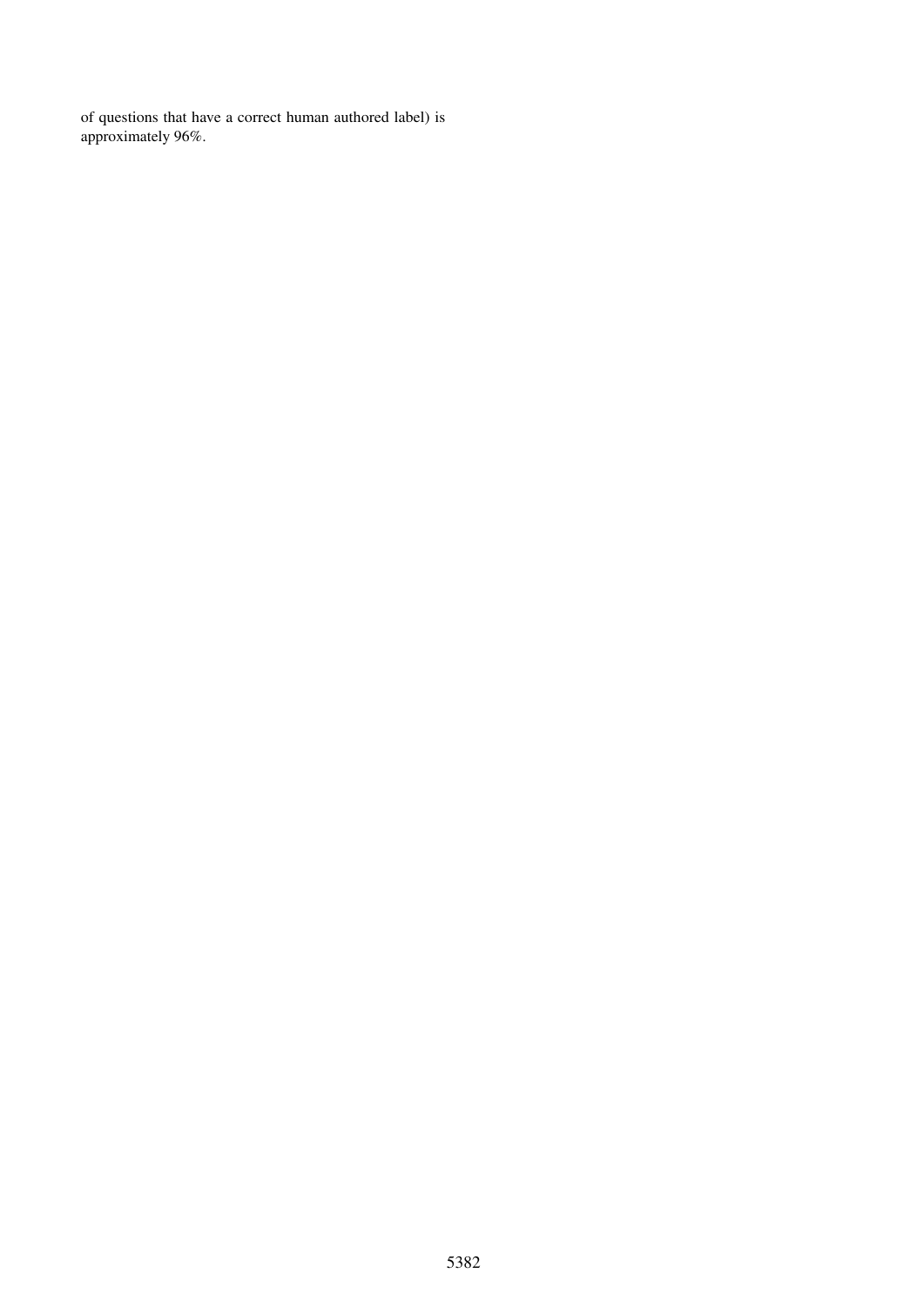of questions that have a correct human authored label) is approximately 96%.